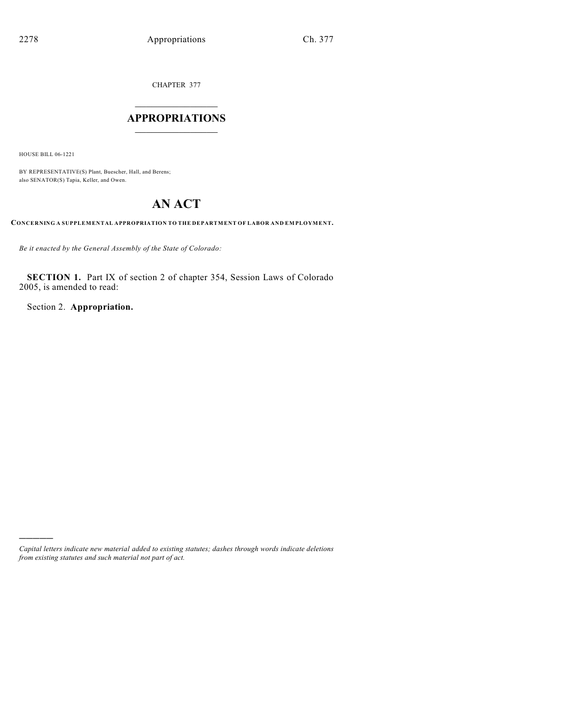CHAPTER 377

# APPROPRIATIONS

HOUSE BILL 06-1221

BY REPRESENTATIVE(S) Plant, Buescher, Hall, and Berens;
also SENATOR(S) Tapia, Keller, and Owen.

# AN ACT

**CONCERNING A SUPPLEMENTAL APPROPRIATION TO THE DEPARTMENT OF LABOR AND EMPLOYMENT.**

*Be it enacted by the General Assembly of the State of Colorado:*

**SECTION 1.** Part IX of section 2 of chapter 354, Session Laws of Colorado 2005, is amended to read:

Section 2. **Appropriation.**

*Capital letters indicate new material added to existing statutes; dashes through words indicate deletions from existing statutes and such material not part of act.*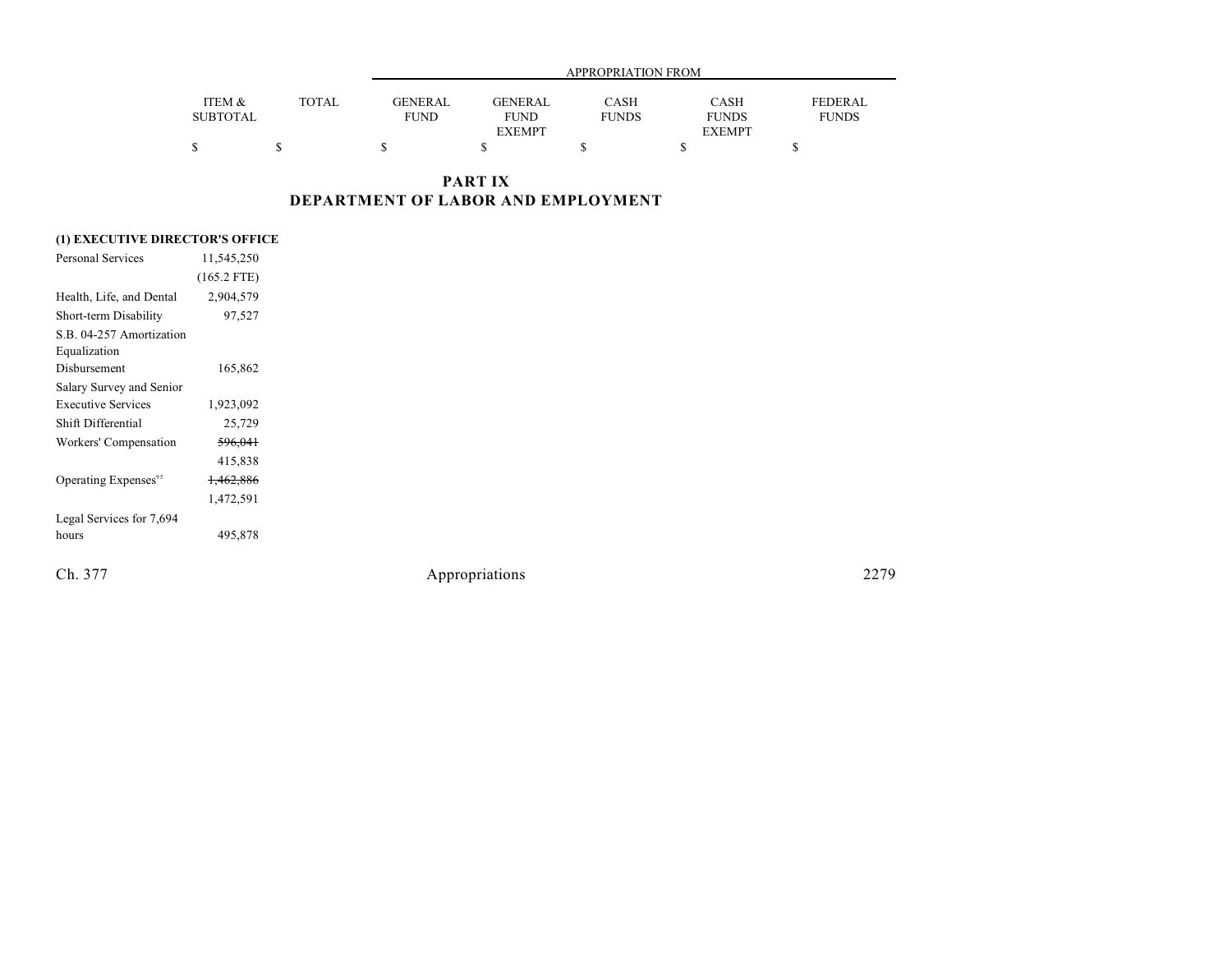| | ITEM & SUBTOTAL | TOTAL | APPROPRIATION FROM GENERAL FUND | GENERAL FUND EXEMPT | CASH FUNDS | CASH FUNDS EXEMPT | FEDERAL FUNDS |
|---|---|---|---|---|---|---|---|
| | $ | $ | $ | $ | $ | $ | $ |

## PART IX
## DEPARTMENT OF LABOR AND EMPLOYMENT

| | ITEM & SUBTOTAL | TOTAL | GENERAL FUND | GENERAL FUND EXEMPT | CASH FUNDS | CASH FUNDS EXEMPT | FEDERAL FUNDS |
|---|---|---|---|---|---|---|---|
| **(1) EXECUTIVE DIRECTOR'S OFFICE** | | | | | | | |
| Personal Services | 11,545,250 | | | | | | |
| | (165.2 FTE) | | | | | | |
| Health, Life, and Dental | 2,904,579 | | | | | | |
| Short-term Disability | 97,527 | | | | | | |
| S.B. 04-257 Amortization Equalization Disbursement | 165,862 | | | | | | |
| Salary Survey and Senior Executive Services | 1,923,092 | | | | | | |
| Shift Differential | 25,729 | | | | | | |
| Workers' Compensation | ~~596,041~~ | | | | | | |
| | 415,838 | | | | | | |
| Operating Expenses[95] | ~~1,462,886~~ | | | | | | |
| | 1,472,591 | | | | | | |
| Legal Services for 7,694 hours | 495,878 | | | | | | |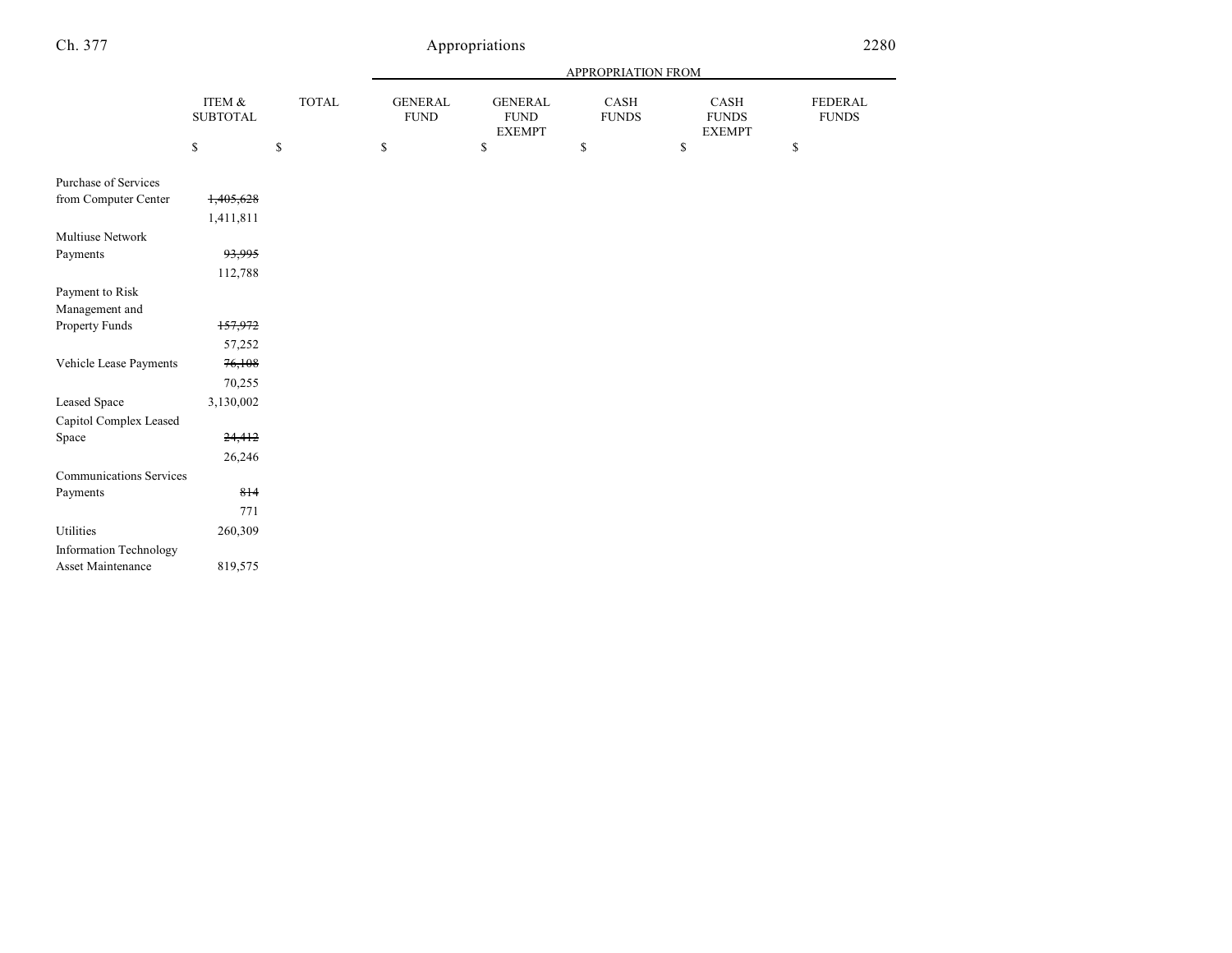| | ITEM & SUBTOTAL | TOTAL | GENERAL FUND | GENERAL FUND EXEMPT | CASH FUNDS | CASH FUNDS EXEMPT | FEDERAL FUNDS |
|---|---|---|---|---|---|---|---|
| | | | APPROPRIATION FROM | | | | |
| | $ | $ | $ | $ | $ | $ | $ |
| Purchase of Services from Computer Center | ~~1,405,628~~ 1,411,811 | | | | | | |
| Multiuse Network Payments | ~~93,995~~ 112,788 | | | | | | |
| Payment to Risk Management and Property Funds | ~~157,972~~ 57,252 | | | | | | |
| Vehicle Lease Payments | ~~76,108~~ 70,255 | | | | | | |
| Leased Space | 3,130,002 | | | | | | |
| Capitol Complex Leased Space | ~~24,412~~ 26,246 | | | | | | |
| Communications Services Payments | ~~814~~ 771 | | | | | | |
| Utilities | 260,309 | | | | | | |
| Information Technology Asset Maintenance | 819,575 | | | | | | |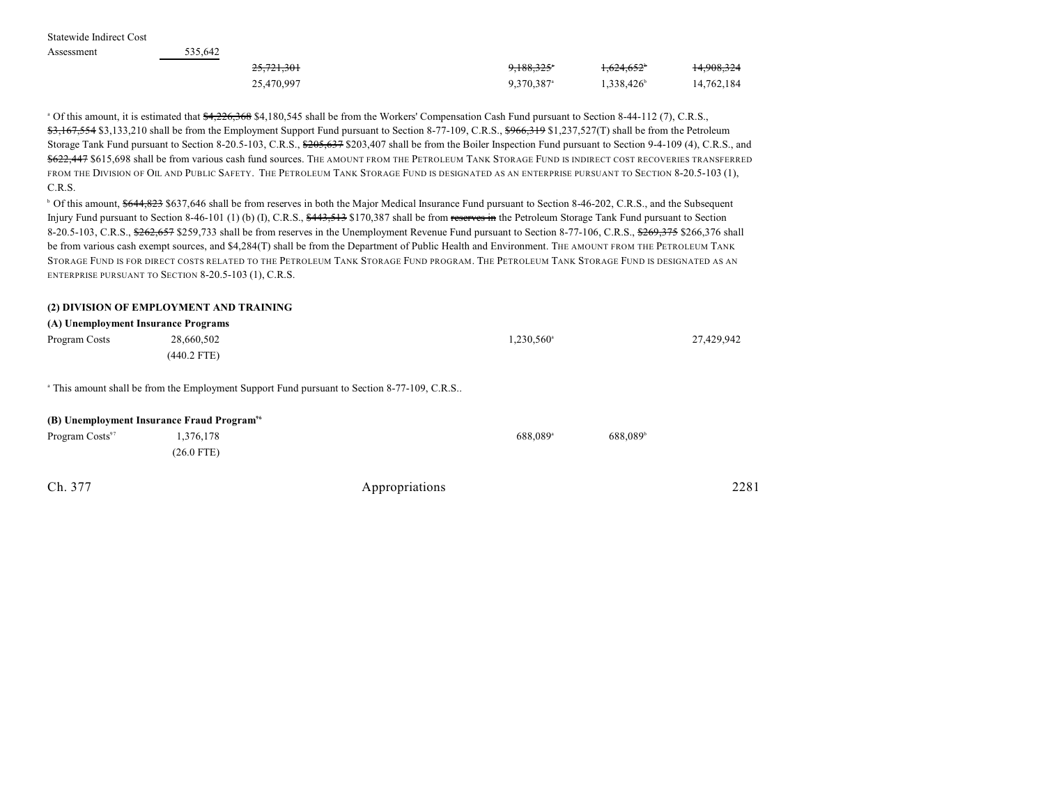| | | | | | |
|---|---|---|---|---|---|
| Statewide Indirect Cost Assessment | 535,642 | | | | |
| | | ~~25,721,301~~ | ~~9,188,325~~[a] | ~~1,624,652~~[b] | ~~14,908,324~~ |
| | | 25,470,997 | 9,370,387[a] | 1,338,426[b] | 14,762,184 |

[a] Of this amount, it is estimated that ~~$4,226,368~~ $4,180,545 shall be from the Workers' Compensation Cash Fund pursuant to Section 8-44-112 (7), C.R.S., ~~$3,167,554~~ $3,133,210 shall be from the Employment Support Fund pursuant to Section 8-77-109, C.R.S., ~~$966,319~~ $1,237,527(T) shall be from the Petroleum Storage Tank Fund pursuant to Section 8-20.5-103, C.R.S., ~~$205,637~~ $203,407 shall be from the Boiler Inspection Fund pursuant to Section 9-4-109 (4), C.R.S., and ~~$622,447~~ $615,698 shall be from various cash fund sources. THE AMOUNT FROM THE PETROLEUM TANK STORAGE FUND IS INDIRECT COST RECOVERIES TRANSFERRED FROM THE DIVISION OF OIL AND PUBLIC SAFETY. THE PETROLEUM TANK STORAGE FUND IS DESIGNATED AS AN ENTERPRISE PURSUANT TO SECTION 8-20.5-103 (1), C.R.S.

[b] Of this amount, ~~$644,823~~ $637,646 shall be from reserves in both the Major Medical Insurance Fund pursuant to Section 8-46-202, C.R.S., and the Subsequent Injury Fund pursuant to Section 8-46-101 (1) (b) (I), C.R.S., ~~$443,513~~ $170,387 shall be from ~~reserves in~~ the Petroleum Storage Tank Fund pursuant to Section 8-20.5-103, C.R.S., ~~$262,657~~ $259,733 shall be from reserves in the Unemployment Revenue Fund pursuant to Section 8-77-106, C.R.S., ~~$269,375~~ $266,376 shall be from various cash exempt sources, and $4,284(T) shall be from the Department of Public Health and Environment. THE AMOUNT FROM THE PETROLEUM TANK STORAGE FUND IS FOR DIRECT COSTS RELATED TO THE PETROLEUM TANK STORAGE FUND PROGRAM. THE PETROLEUM TANK STORAGE FUND IS DESIGNATED AS AN ENTERPRISE PURSUANT TO SECTION 8-20.5-103 (1), C.R.S.

**(2) DIVISION OF EMPLOYMENT AND TRAINING**

**(A) Unemployment Insurance Programs**

| | | | | | |
|---|---|---|---|---|---|
| Program Costs | 28,660,502 | | 1,230,560[a] | | 27,429,942 |
| | (440.2 FTE) | | | | |

[a] This amount shall be from the Employment Support Fund pursuant to Section 8-77-109, C.R.S..

**(B) Unemployment Insurance Fraud Program[96]**

| | | | | | |
|---|---|---|---|---|---|
| Program Costs[97] | 1,376,178 | | 688,089[a] | 688,089[b] | |
| | (26.0 FTE) | | | | |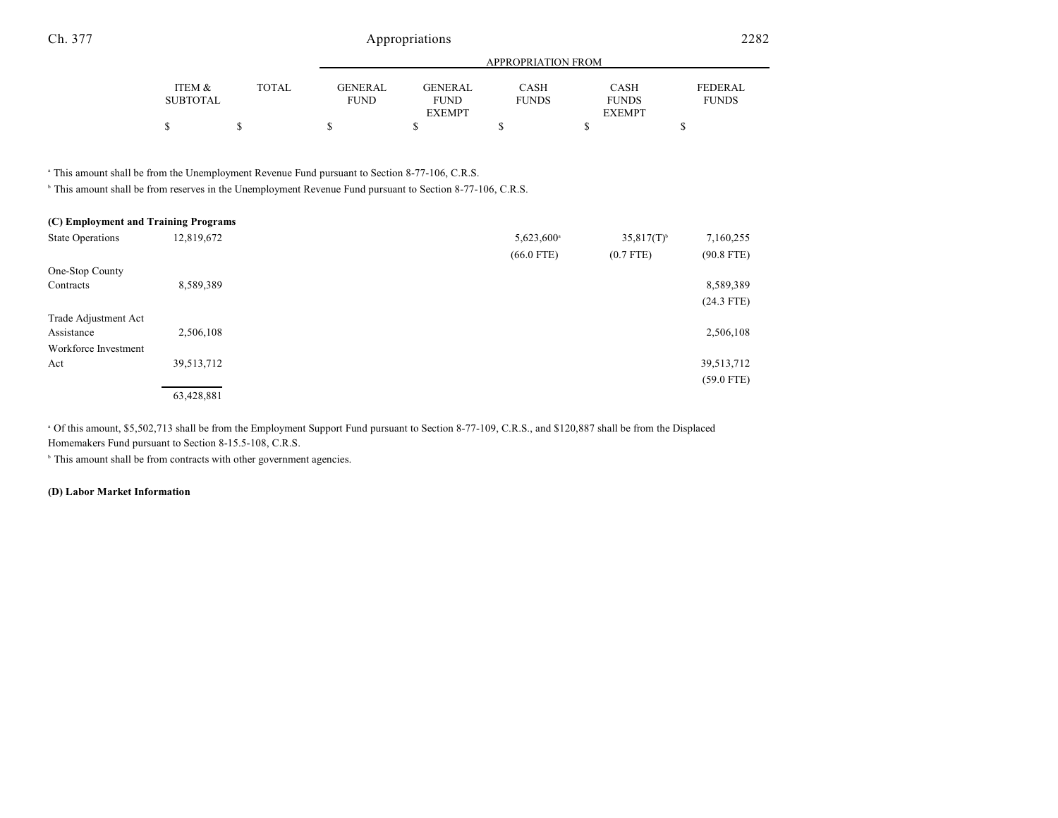| | ITEM & SUBTOTAL | TOTAL | APPROPRIATION FROM GENERAL FUND | GENERAL FUND EXEMPT | CASH FUNDS | CASH FUNDS EXEMPT | FEDERAL FUNDS |
|---|---|---|---|---|---|---|---|
| | $ | $ | $ | $ | $ | $ | $ |

[a] This amount shall be from the Unemployment Revenue Fund pursuant to Section 8-77-106, C.R.S.

[b] This amount shall be from reserves in the Unemployment Revenue Fund pursuant to Section 8-77-106, C.R.S.

**(C) Employment and Training Programs**

| | ITEM & SUBTOTAL | TOTAL | GENERAL FUND | GENERAL FUND EXEMPT | CASH FUNDS | CASH FUNDS EXEMPT | FEDERAL FUNDS |
|---|---|---|---|---|---|---|---|
| State Operations | 12,819,672 | | | | 5,623,600[a] | 35,817(T)[b] | 7,160,255 |
| | | | | | (66.0 FTE) | (0.7 FTE) | (90.8 FTE) |
| One-Stop County Contracts | 8,589,389 | | | | | | 8,589,389 |
| | | | | | | | (24.3 FTE) |
| Trade Adjustment Act Assistance | 2,506,108 | | | | | | 2,506,108 |
| Workforce Investment Act | 39,513,712 | | | | | | 39,513,712 |
| | | | | | | | (59.0 FTE) |
| | 63,428,881 | | | | | | |

[a] Of this amount, $5,502,713 shall be from the Employment Support Fund pursuant to Section 8-77-109, C.R.S., and $120,887 shall be from the Displaced Homemakers Fund pursuant to Section 8-15.5-108, C.R.S.

[b] This amount shall be from contracts with other government agencies.

**(D) Labor Market Information**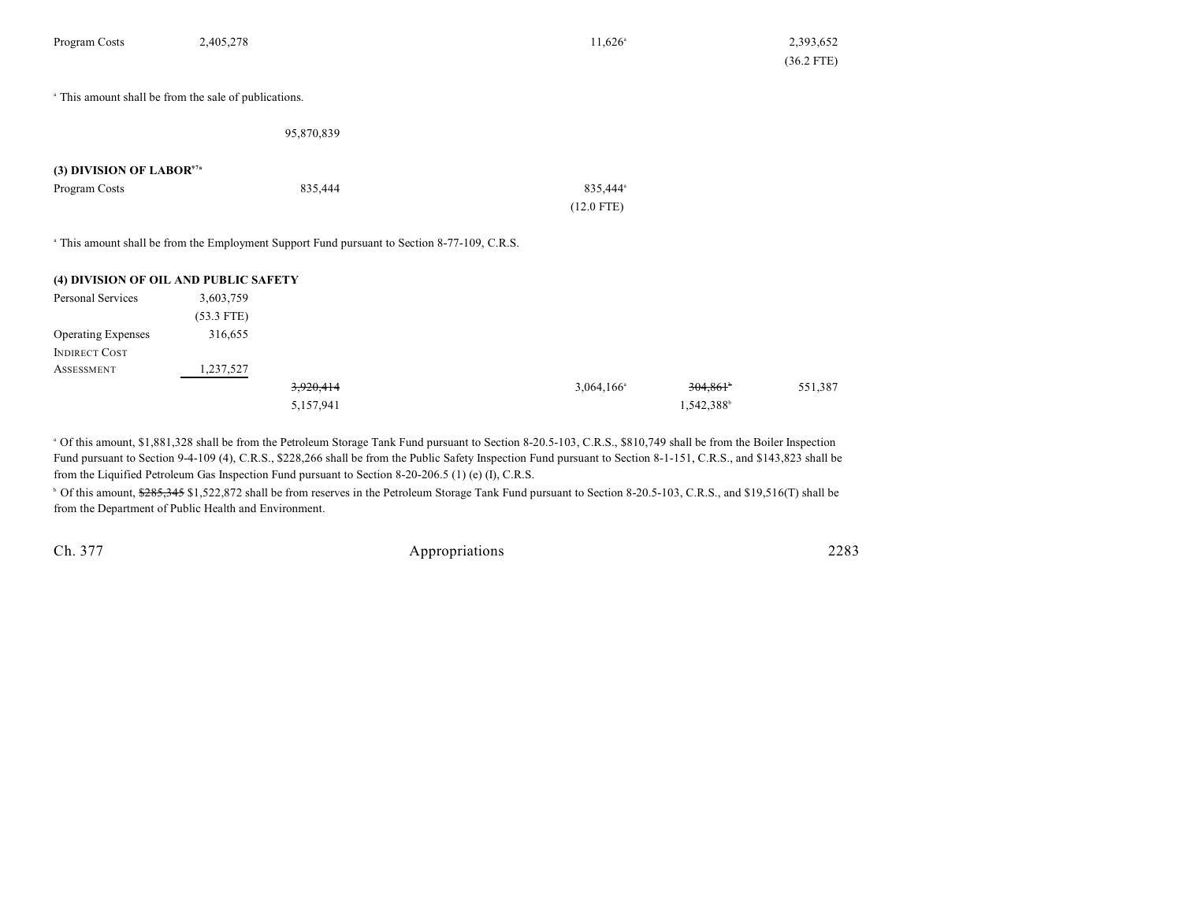| | | | | | |
|---|---|---|---|---|---|
| Program Costs | 2,405,278 | | 11,626[a] | | 2,393,652 |
| | | | | | (36.2 FTE) |

[a] This amount shall be from the sale of publications.

| | | | | | |
|---|---|---|---|---|---|
| | | 95,870,839 | | | |

**(3) DIVISION OF LABOR[97a]**

| | | | | | |
|---|---|---|---|---|---|
| Program Costs | | 835,444 | 835,444[a] | | |
| | | | (12.0 FTE) | | |

[a] This amount shall be from the Employment Support Fund pursuant to Section 8-77-109, C.R.S.

**(4) DIVISION OF OIL AND PUBLIC SAFETY**

| | | | | | |
|---|---|---|---|---|---|
| Personal Services | 3,603,759 | | | | |
| | (53.3 FTE) | | | | |
| Operating Expenses | 316,655 | | | | |
| INDIRECT COST ASSESSMENT | 1,237,527 | | | | |
| | | ~~3,920,414~~ | 3,064,166[a] | ~~304,861~~[b] | 551,387 |
| | | 5,157,941 | | 1,542,388[b] | |

[a] Of this amount, $1,881,328 shall be from the Petroleum Storage Tank Fund pursuant to Section 8-20.5-103, C.R.S., $810,749 shall be from the Boiler Inspection Fund pursuant to Section 9-4-109 (4), C.R.S., $228,266 shall be from the Public Safety Inspection Fund pursuant to Section 8-1-151, C.R.S., and $143,823 shall be from the Liquified Petroleum Gas Inspection Fund pursuant to Section 8-20-206.5 (1) (e) (I), C.R.S.

[b] Of this amount, ~~$285,345~~ $1,522,872 shall be from reserves in the Petroleum Storage Tank Fund pursuant to Section 8-20.5-103, C.R.S., and $19,516(T) shall be from the Department of Public Health and Environment.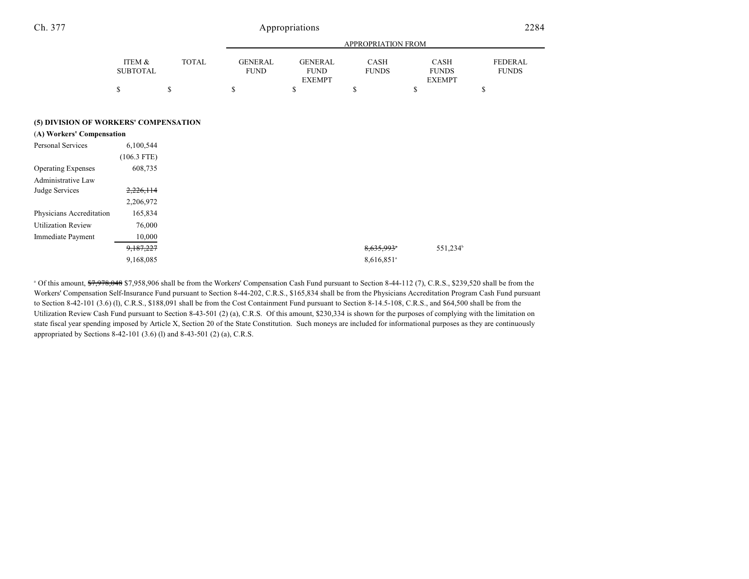| | ITEM & SUBTOTAL | TOTAL | APPROPRIATION FROM GENERAL FUND | GENERAL FUND EXEMPT | CASH FUNDS | CASH FUNDS EXEMPT | FEDERAL FUNDS |
|---|---|---|---|---|---|---|---|
| | $ | $ | $ | $ | $ | $ | $ |
| **(5) DIVISION OF WORKERS' COMPENSATION** | | | | | | | |
| **(A) Workers' Compensation** | | | | | | | |
| Personal Services | 6,100,544 | | | | | | |
| | (106.3 FTE) | | | | | | |
| Operating Expenses | 608,735 | | | | | | |
| Administrative Law Judge Services | ~~2,226,114~~ | | | | | | |
| | 2,206,972 | | | | | | |
| Physicians Accreditation | 165,834 | | | | | | |
| Utilization Review | 76,000 | | | | | | |
| Immediate Payment | 10,000 | | | | | | |
| | ~~9,187,227~~ | | | | ~~8,635,993~~[a] | 551,234[b] | |
| | 9,168,085 | | | | 8,616,851[a] | | |

[a] Of this amount, ~~$7,978,048~~ $7,958,906 shall be from the Workers' Compensation Cash Fund pursuant to Section 8-44-112 (7), C.R.S., $239,520 shall be from the Workers' Compensation Self-Insurance Fund pursuant to Section 8-44-202, C.R.S., $165,834 shall be from the Physicians Accreditation Program Cash Fund pursuant to Section 8-42-101 (3.6) (l), C.R.S., $188,091 shall be from the Cost Containment Fund pursuant to Section 8-14.5-108, C.R.S., and $64,500 shall be from the Utilization Review Cash Fund pursuant to Section 8-43-501 (2) (a), C.R.S. Of this amount, $230,334 is shown for the purposes of complying with the limitation on state fiscal year spending imposed by Article X, Section 20 of the State Constitution. Such moneys are included for informational purposes as they are continuously appropriated by Sections 8-42-101 (3.6) (l) and 8-43-501 (2) (a), C.R.S.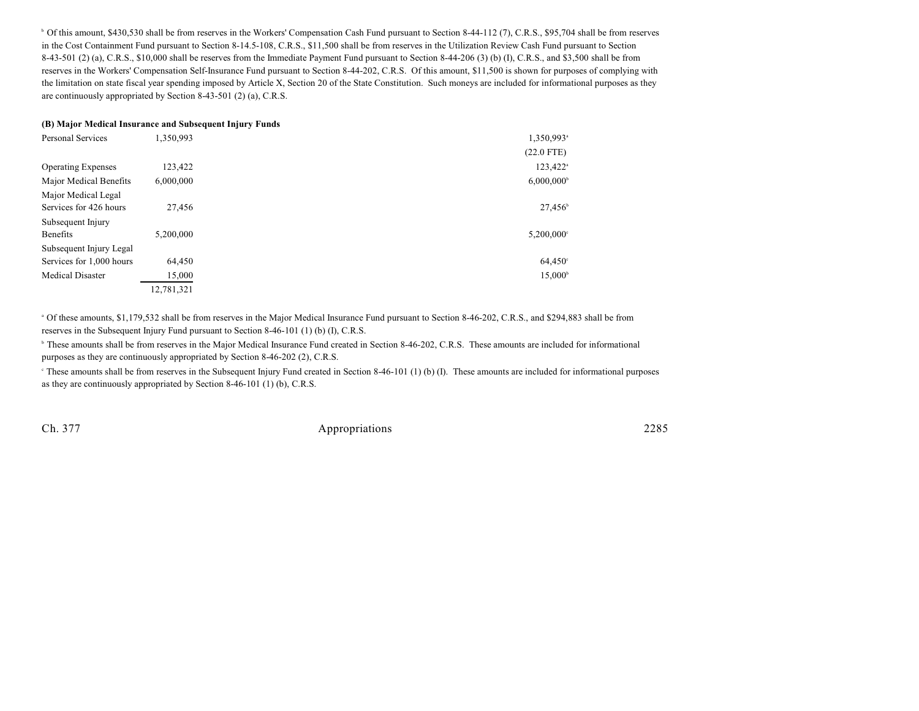[b] Of this amount, $430,530 shall be from reserves in the Workers' Compensation Cash Fund pursuant to Section 8-44-112 (7), C.R.S., $95,704 shall be from reserves in the Cost Containment Fund pursuant to Section 8-14.5-108, C.R.S., $11,500 shall be from reserves in the Utilization Review Cash Fund pursuant to Section 8-43-501 (2) (a), C.R.S., $10,000 shall be reserves from the Immediate Payment Fund pursuant to Section 8-44-206 (3) (b) (I), C.R.S., and $3,500 shall be from reserves in the Workers' Compensation Self-Insurance Fund pursuant to Section 8-44-202, C.R.S. Of this amount, $11,500 is shown for purposes of complying with the limitation on state fiscal year spending imposed by Article X, Section 20 of the State Constitution. Such moneys are included for informational purposes as they are continuously appropriated by Section 8-43-501 (2) (a), C.R.S.

**(B) Major Medical Insurance and Subsequent Injury Funds**

| | | |
|---|---|---|
| Personal Services | 1,350,993 | 1,350,993[a] (22.0 FTE) |
| Operating Expenses | 123,422 | 123,422[a] |
| Major Medical Benefits | 6,000,000 | 6,000,000[b] |
| Major Medical Legal Services for 426 hours | 27,456 | 27,456[b] |
| Subsequent Injury Benefits | 5,200,000 | 5,200,000[c] |
| Subsequent Injury Legal Services for 1,000 hours | 64,450 | 64,450[c] |
| Medical Disaster | 15,000 | 15,000[b] |
| | 12,781,321 | |

[a] Of these amounts, $1,179,532 shall be from reserves in the Major Medical Insurance Fund pursuant to Section 8-46-202, C.R.S., and $294,883 shall be from reserves in the Subsequent Injury Fund pursuant to Section 8-46-101 (1) (b) (I), C.R.S.

[b] These amounts shall be from reserves in the Major Medical Insurance Fund created in Section 8-46-202, C.R.S. These amounts are included for informational purposes as they are continuously appropriated by Section 8-46-202 (2), C.R.S.

[c] These amounts shall be from reserves in the Subsequent Injury Fund created in Section 8-46-101 (1) (b) (I). These amounts are included for informational purposes as they are continuously appropriated by Section 8-46-101 (1) (b), C.R.S.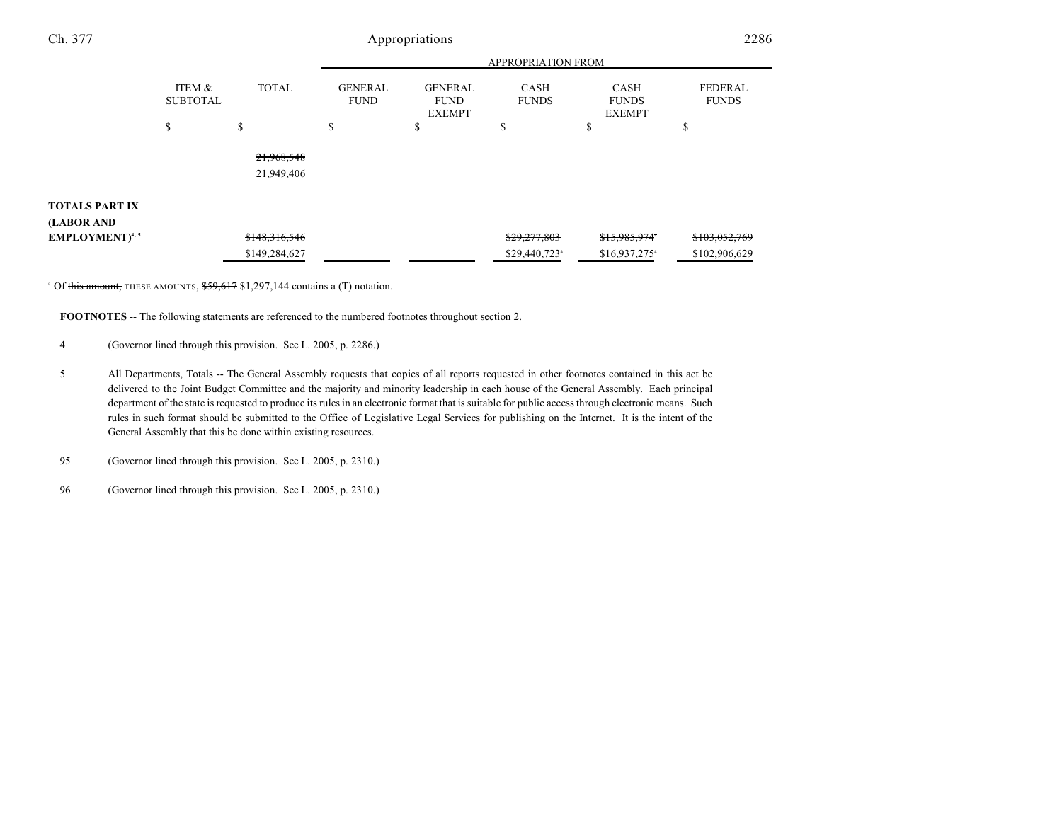| | ITEM & SUBTOTAL | TOTAL | APPROPRIATION FROM GENERAL FUND | GENERAL FUND EXEMPT | CASH FUNDS | CASH FUNDS EXEMPT | FEDERAL FUNDS |
|---|---|---|---|---|---|---|---|
| | $ | $ | $ | $ | $ | $ | $ |
| | | ~~21,968,548~~ 21,949,406 | | | | | |
| **TOTALS PART IX (LABOR AND EMPLOYMENT)**[4, 5] | | ~~$148,316,546~~ $149,284,627 | | | ~~$29,277,803~~ $29,440,723[a] | ~~$15,985,974~~[a] $16,937,275[a] | ~~$103,052,769~~ $102,906,629 |

[a] Of ~~this amount,~~ THESE AMOUNTS, ~~$59,617~~ $1,297,144 contains a (T) notation.

**FOOTNOTES** -- The following statements are referenced to the numbered footnotes throughout section 2.

4 (Governor lined through this provision. See L. 2005, p. 2286.)

5 All Departments, Totals -- The General Assembly requests that copies of all reports requested in other footnotes contained in this act be delivered to the Joint Budget Committee and the majority and minority leadership in each house of the General Assembly. Each principal department of the state is requested to produce its rules in an electronic format that is suitable for public access through electronic means. Such rules in such format should be submitted to the Office of Legislative Legal Services for publishing on the Internet. It is the intent of the General Assembly that this be done within existing resources.

95 (Governor lined through this provision. See L. 2005, p. 2310.)

96 (Governor lined through this provision. See L. 2005, p. 2310.)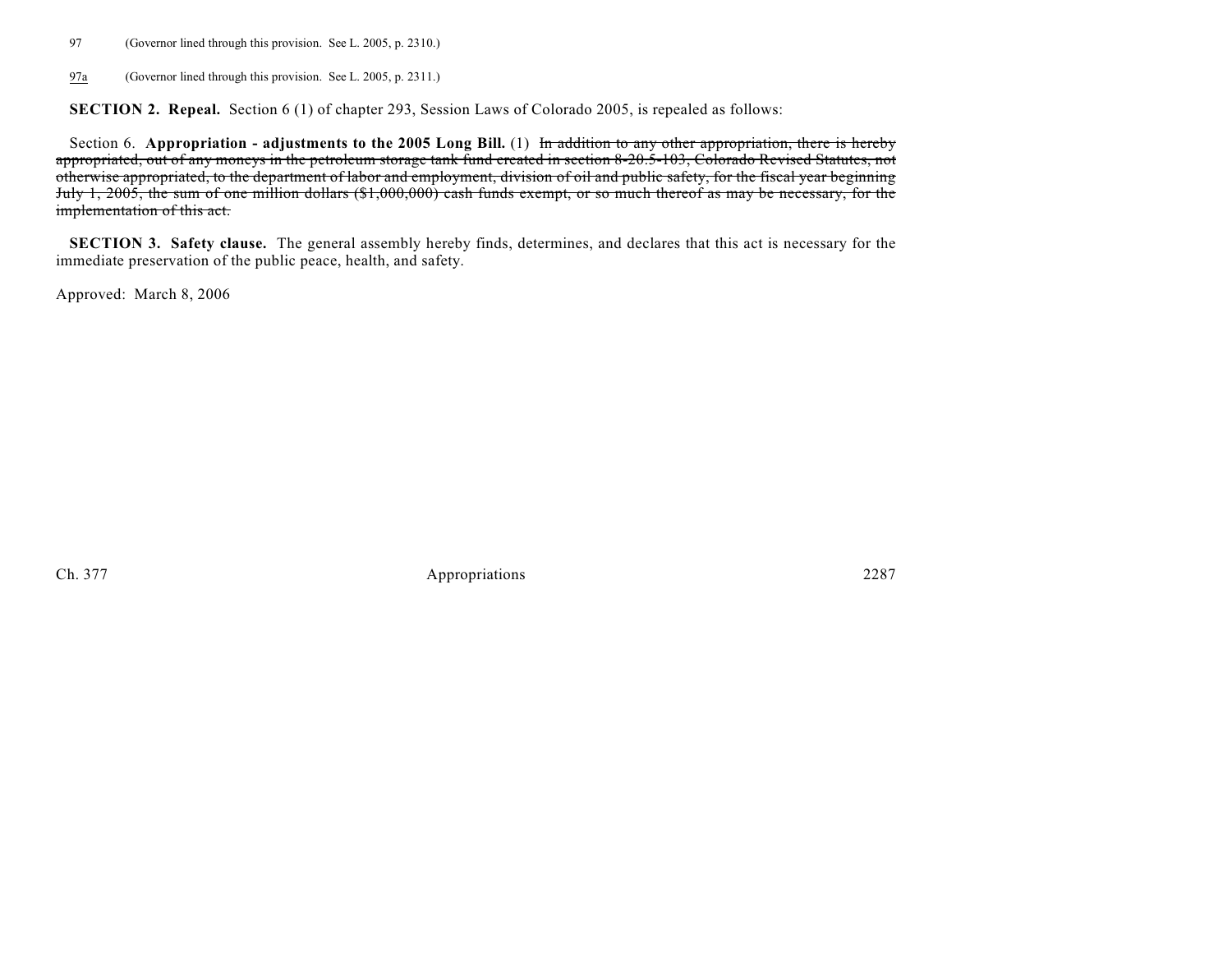97 (Governor lined through this provision. See L. 2005, p. 2310.)

97a (Governor lined through this provision. See L. 2005, p. 2311.)

**SECTION 2. Repeal.** Section 6 (1) of chapter 293, Session Laws of Colorado 2005, is repealed as follows:

Section 6. **Appropriation - adjustments to the 2005 Long Bill.** (1) ~~In addition to any other appropriation, there is hereby appropriated, out of any moneys in the petroleum storage tank fund created in section 8-20.5-103, Colorado Revised Statutes, not otherwise appropriated, to the department of labor and employment, division of oil and public safety, for the fiscal year beginning July 1, 2005, the sum of one million dollars ($1,000,000) cash funds exempt, or so much thereof as may be necessary, for the implementation of this act.~~

**SECTION 3. Safety clause.** The general assembly hereby finds, determines, and declares that this act is necessary for the immediate preservation of the public peace, health, and safety.

Approved: March 8, 2006